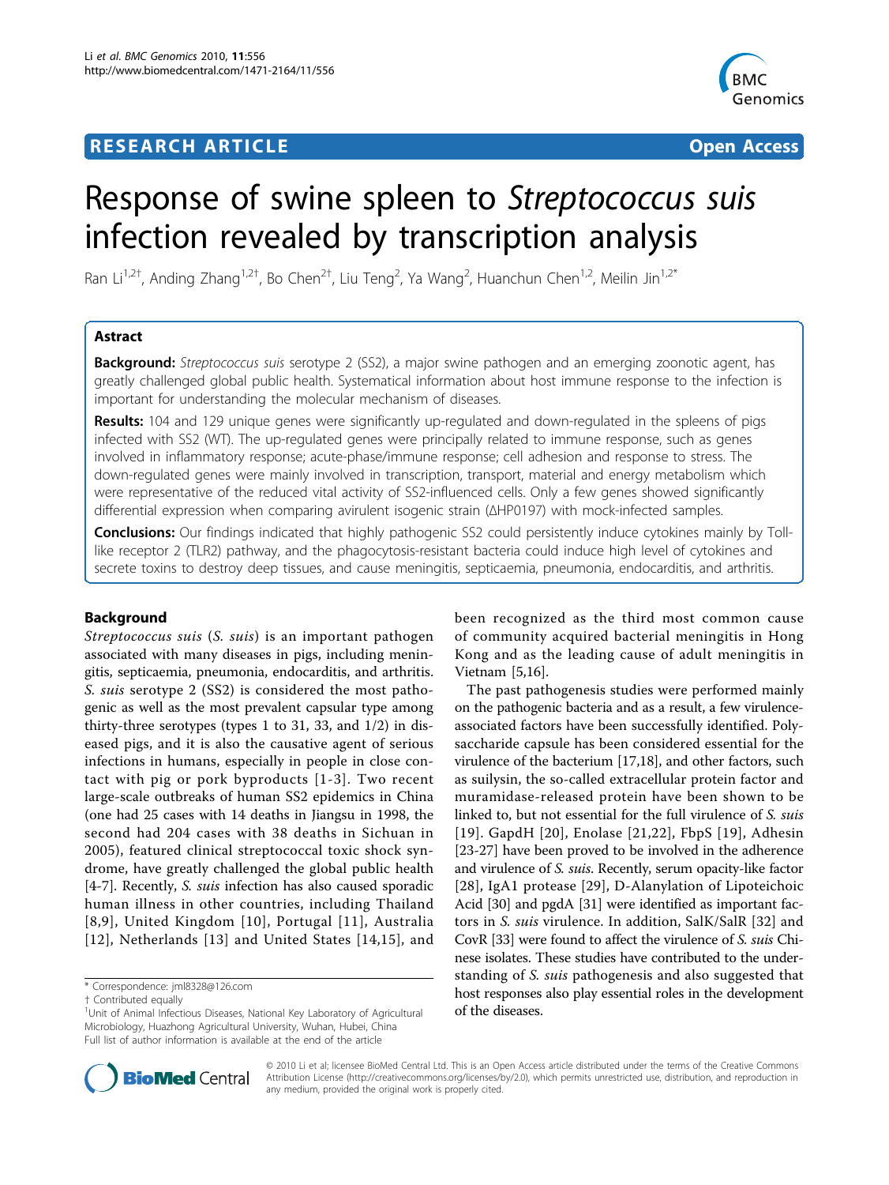# RESEARCH ARTICLE

**Open Access**

# Response of swine spleen to *Streptococcus suis* infection revealed by transcription analysis

Ran Li[1,2†], Anding Zhang[1,2†], Bo Chen[2†], Liu Teng[2], Ya Wang[2], Huanchun Chen[1,2], Meilin Jin[1,2*]

## Astract

**Background:** *Streptococcus suis* serotype 2 (SS2), a major swine pathogen and an emerging zoonotic agent, has greatly challenged global public health. Systematical information about host immune response to the infection is important for understanding the molecular mechanism of diseases.

**Results:** 104 and 129 unique genes were significantly up-regulated and down-regulated in the spleens of pigs infected with SS2 (WT). The up-regulated genes were principally related to immune response, such as genes involved in inflammatory response; acute-phase/immune response; cell adhesion and response to stress. The down-regulated genes were mainly involved in transcription, transport, material and energy metabolism which were representative of the reduced vital activity of SS2-influenced cells. Only a few genes showed significantly differential expression when comparing avirulent isogenic strain (ΔHP0197) with mock-infected samples.

**Conclusions:** Our findings indicated that highly pathogenic SS2 could persistently induce cytokines mainly by Toll-like receptor 2 (TLR2) pathway, and the phagocytosis-resistant bacteria could induce high level of cytokines and secrete toxins to destroy deep tissues, and cause meningitis, septicaemia, pneumonia, endocarditis, and arthritis.

## Background

*Streptococcus suis* (*S. suis*) is an important pathogen associated with many diseases in pigs, including meningitis, septicaemia, pneumonia, endocarditis, and arthritis. *S. suis* serotype 2 (SS2) is considered the most pathogenic as well as the most prevalent capsular type among thirty-three serotypes (types 1 to 31, 33, and 1/2) in diseased pigs, and it is also the causative agent of serious infections in humans, especially in people in close contact with pig or pork byproducts [1-3]. Two recent large-scale outbreaks of human SS2 epidemics in China (one had 25 cases with 14 deaths in Jiangsu in 1998, the second had 204 cases with 38 deaths in Sichuan in 2005), featured clinical streptococcal toxic shock syndrome, have greatly challenged the global public health [4-7]. Recently, *S. suis* infection has also caused sporadic human illness in other countries, including Thailand [8,9], United Kingdom [10], Portugal [11], Australia [12], Netherlands [13] and United States [14,15], and been recognized as the third most common cause of community acquired bacterial meningitis in Hong Kong and as the leading cause of adult meningitis in Vietnam [5,16].

The past pathogenesis studies were performed mainly on the pathogenic bacteria and as a result, a few virulence-associated factors have been successfully identified. Polysaccharide capsule has been considered essential for the virulence of the bacterium [17,18], and other factors, such as suilysin, the so-called extracellular protein factor and muramidase-released protein have been shown to be linked to, but not essential for the full virulence of *S. suis* [19]. GapdH [20], Enolase [21,22], FbpS [19], Adhesin [23-27] have been proved to be involved in the adherence and virulence of *S. suis*. Recently, serum opacity-like factor [28], IgA1 protease [29], D-Alanylation of Lipoteichoic Acid [30] and pgdA [31] were identified as important factors in *S. suis* virulence. In addition, SalK/SalR [32] and CovR [33] were found to affect the virulence of *S. suis* Chinese isolates. These studies have contributed to the understanding of *S. suis* pathogenesis and also suggested that host responses also play essential roles in the development of the diseases.

\* Correspondence: jml8328@126.com
† Contributed equally
[1]Unit of Animal Infectious Diseases, National Key Laboratory of Agricultural Microbiology, Huazhong Agricultural University, Wuhan, Hubei, China
Full list of author information is available at the end of the article

© 2010 Li et al; licensee BioMed Central Ltd. This is an Open Access article distributed under the terms of the Creative Commons Attribution License (http://creativecommons.org/licenses/by/2.0), which permits unrestricted use, distribution, and reproduction in any medium, provided the original work is properly cited.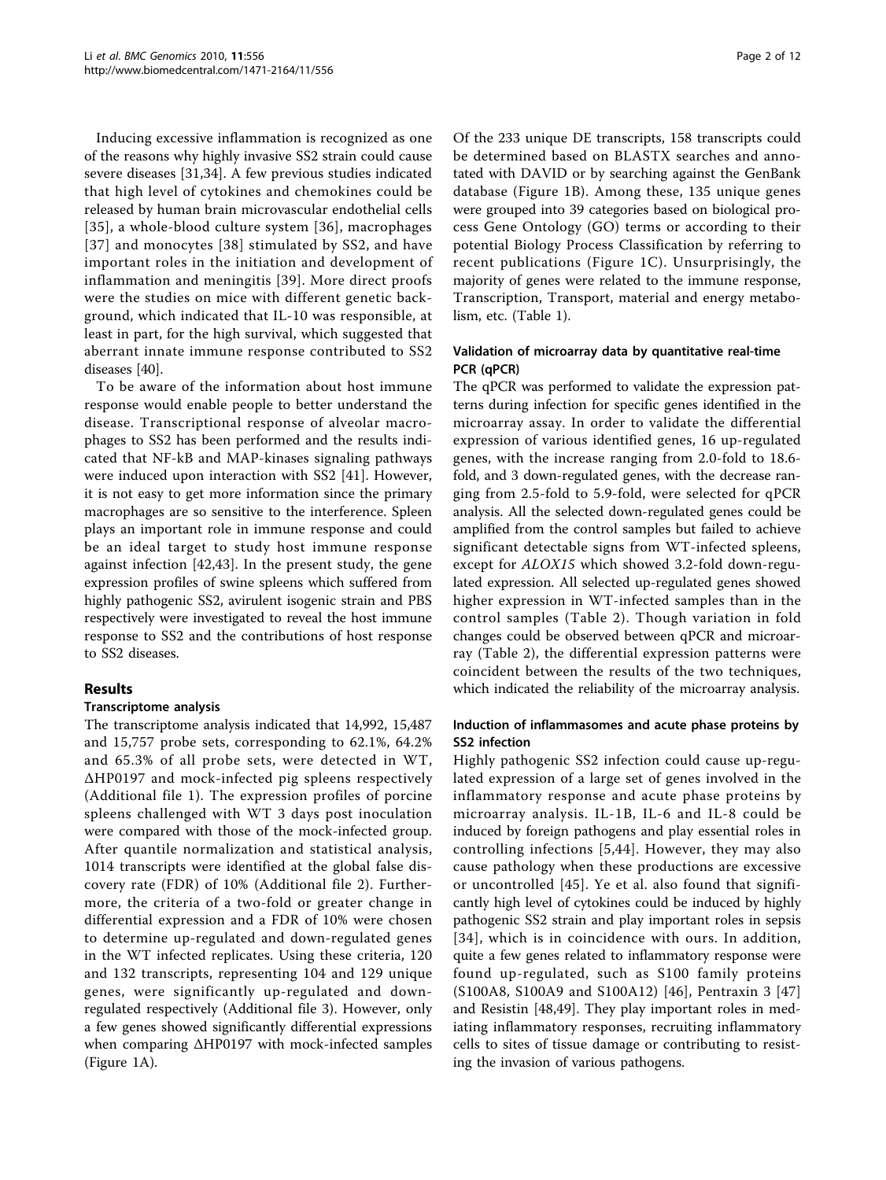Inducing excessive inflammation is recognized as one of the reasons why highly invasive SS2 strain could cause severe diseases [31,34]. A few previous studies indicated that high level of cytokines and chemokines could be released by human brain microvascular endothelial cells [35], a whole-blood culture system [36], macrophages [37] and monocytes [38] stimulated by SS2, and have important roles in the initiation and development of inflammation and meningitis [39]. More direct proofs were the studies on mice with different genetic background, which indicated that IL-10 was responsible, at least in part, for the high survival, which suggested that aberrant innate immune response contributed to SS2 diseases [40].

To be aware of the information about host immune response would enable people to better understand the disease. Transcriptional response of alveolar macrophages to SS2 has been performed and the results indicated that NF-kB and MAP-kinases signaling pathways were induced upon interaction with SS2 [41]. However, it is not easy to get more information since the primary macrophages are so sensitive to the interference. Spleen plays an important role in immune response and could be an ideal target to study host immune response against infection [42,43]. In the present study, the gene expression profiles of swine spleens which suffered from highly pathogenic SS2, avirulent isogenic strain and PBS respectively were investigated to reveal the host immune response to SS2 and the contributions of host response to SS2 diseases.

## Results

### Transcriptome analysis

The transcriptome analysis indicated that 14,992, 15,487 and 15,757 probe sets, corresponding to 62.1%, 64.2% and 65.3% of all probe sets, were detected in WT, ΔHP0197 and mock-infected pig spleens respectively (Additional file 1). The expression profiles of porcine spleens challenged with WT 3 days post inoculation were compared with those of the mock-infected group. After quantile normalization and statistical analysis, 1014 transcripts were identified at the global false discovery rate (FDR) of 10% (Additional file 2). Furthermore, the criteria of a two-fold or greater change in differential expression and a FDR of 10% were chosen to determine up-regulated and down-regulated genes in the WT infected replicates. Using these criteria, 120 and 132 transcripts, representing 104 and 129 unique genes, were significantly up-regulated and down-regulated respectively (Additional file 3). However, only a few genes showed significantly differential expressions when comparing ΔHP0197 with mock-infected samples (Figure 1A).

Of the 233 unique DE transcripts, 158 transcripts could be determined based on BLASTX searches and annotated with DAVID or by searching against the GenBank database (Figure 1B). Among these, 135 unique genes were grouped into 39 categories based on biological process Gene Ontology (GO) terms or according to their potential Biology Process Classification by referring to recent publications (Figure 1C). Unsurprisingly, the majority of genes were related to the immune response, Transcription, Transport, material and energy metabolism, etc. (Table 1).

### Validation of microarray data by quantitative real-time PCR (qPCR)

The qPCR was performed to validate the expression patterns during infection for specific genes identified in the microarray assay. In order to validate the differential expression of various identified genes, 16 up-regulated genes, with the increase ranging from 2.0-fold to 18.6-fold, and 3 down-regulated genes, with the decrease ranging from 2.5-fold to 5.9-fold, were selected for qPCR analysis. All the selected down-regulated genes could be amplified from the control samples but failed to achieve significant detectable signs from WT-infected spleens, except for *ALOX15* which showed 3.2-fold down-regulated expression. All selected up-regulated genes showed higher expression in WT-infected samples than in the control samples (Table 2). Though variation in fold changes could be observed between qPCR and microarray (Table 2), the differential expression patterns were coincident between the results of the two techniques, which indicated the reliability of the microarray analysis.

### Induction of inflammasomes and acute phase proteins by SS2 infection

Highly pathogenic SS2 infection could cause up-regulated expression of a large set of genes involved in the inflammatory response and acute phase proteins by microarray analysis. IL-1B, IL-6 and IL-8 could be induced by foreign pathogens and play essential roles in controlling infections [5,44]. However, they may also cause pathology when these productions are excessive or uncontrolled [45]. Ye et al. also found that significantly high level of cytokines could be induced by highly pathogenic SS2 strain and play important roles in sepsis [34], which is in coincidence with ours. In addition, quite a few genes related to inflammatory response were found up-regulated, such as S100 family proteins (S100A8, S100A9 and S100A12) [46], Pentraxin 3 [47] and Resistin [48,49]. They play important roles in mediating inflammatory responses, recruiting inflammatory cells to sites of tissue damage or contributing to resisting the invasion of various pathogens.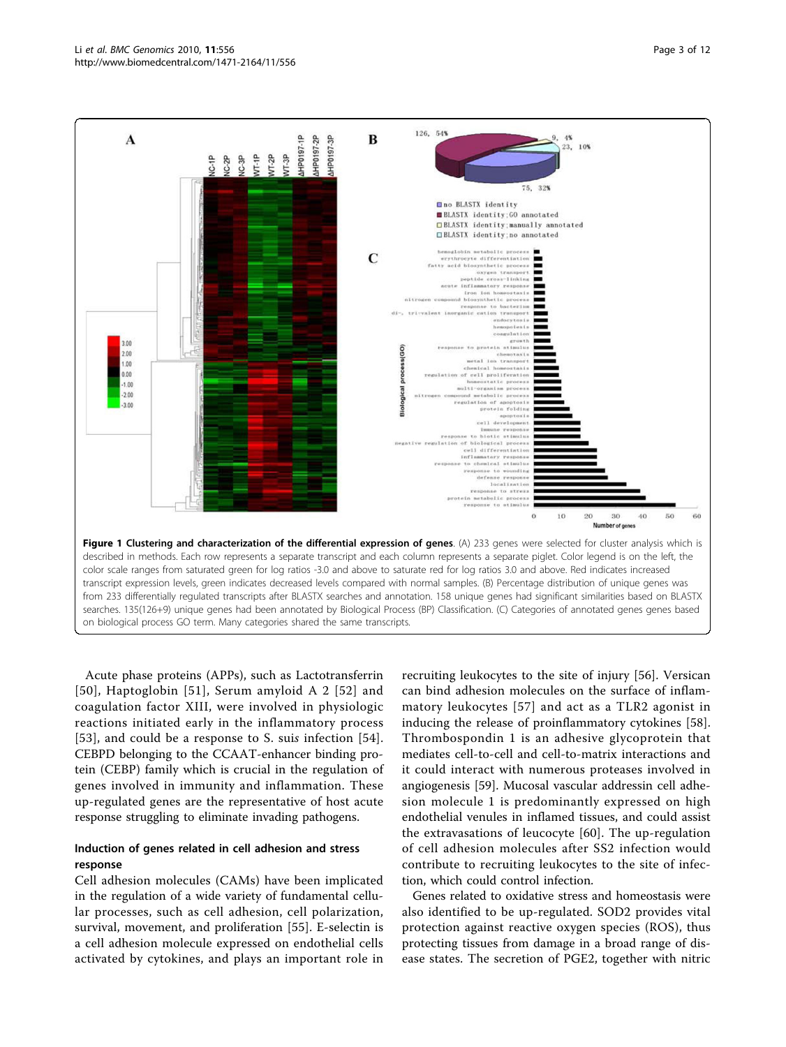**Figure 1 Clustering and characterization of the differential expression of genes**. (A) 233 genes were selected for cluster analysis which is described in methods. Each row represents a separate transcript and each column represents a separate piglet. Color legend is on the left, the color scale ranges from saturated green for log ratios -3.0 and above to saturate red for log ratios 3.0 and above. Red indicates increased transcript expression levels, green indicates decreased levels compared with normal samples. (B) Percentage distribution of unique genes was from 233 differentially regulated transcripts after BLASTX searches and annotation. 158 unique genes had significant similarities based on BLASTX searches. 135(126+9) unique genes had been annotated by Biological Process (BP) Classification. (C) Categories of annotated genes genes based on biological process GO term. Many categories shared the same transcripts.

Acute phase proteins (APPs), such as Lactotransferrin [50], Haptoglobin [51], Serum amyloid A 2 [52] and coagulation factor XIII, were involved in physiologic reactions initiated early in the inflammatory process [53], and could be a response to *S. suis* infection [54]. CEBPD belonging to the CCAAT-enhancer binding protein (CEBP) family which is crucial in the regulation of genes involved in immunity and inflammation. These up-regulated genes are the representative of host acute response struggling to eliminate invading pathogens.

### Induction of genes related in cell adhesion and stress response

Cell adhesion molecules (CAMs) have been implicated in the regulation of a wide variety of fundamental cellular processes, such as cell adhesion, cell polarization, survival, movement, and proliferation [55]. E-selectin is a cell adhesion molecule expressed on endothelial cells activated by cytokines, and plays an important role in recruiting leukocytes to the site of injury [56]. Versican can bind adhesion molecules on the surface of inflammatory leukocytes [57] and act as a TLR2 agonist in inducing the release of proinflammatory cytokines [58]. Thrombospondin 1 is an adhesive glycoprotein that mediates cell-to-cell and cell-to-matrix interactions and it could interact with numerous proteases involved in angiogenesis [59]. Mucosal vascular addressin cell adhesion molecule 1 is predominantly expressed on high endothelial venules in inflamed tissues, and could assist the extravasations of leucocyte [60]. The up-regulation of cell adhesion molecules after SS2 infection would contribute to recruiting leukocytes to the site of infection, which could control infection.

Genes related to oxidative stress and homeostasis were also identified to be up-regulated. SOD2 provides vital protection against reactive oxygen species (ROS), thus protecting tissues from damage in a broad range of disease states. The secretion of PGE2, together with nitric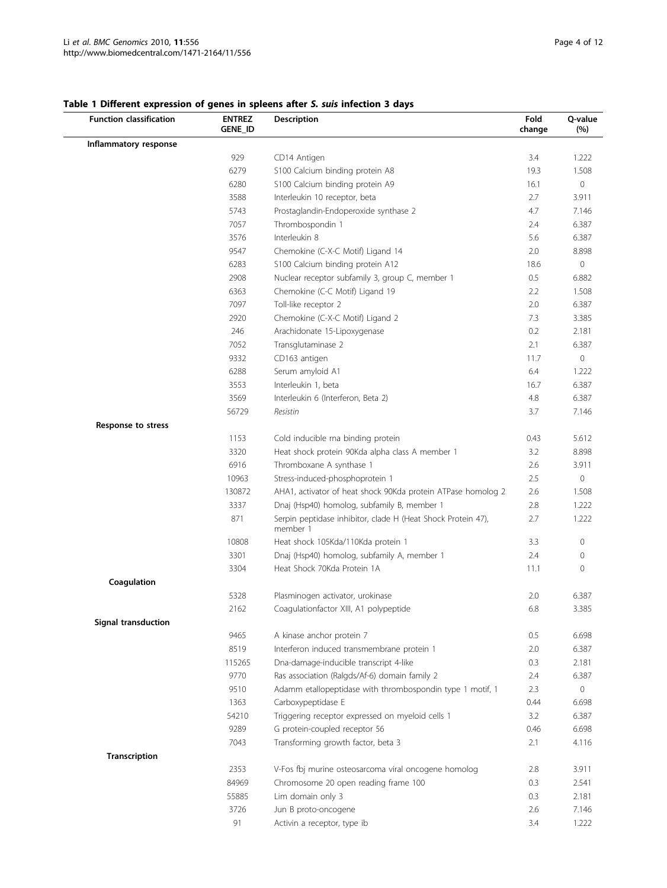**Table 1 Different expression of genes in spleens after *S. suis* infection 3 days**

| Function classification | ENTREZ GENE_ID | Description | Fold change | Q-value (%) |
|---|---|---|---|---|
| **Inflammatory response** | | | | |
| | 929 | CD14 Antigen | 3.4 | 1.222 |
| | 6279 | S100 Calcium binding protein A8 | 19.3 | 1.508 |
| | 6280 | S100 Calcium binding protein A9 | 16.1 | 0 |
| | 3588 | Interleukin 10 receptor, beta | 2.7 | 3.911 |
| | 5743 | Prostaglandin-Endoperoxide synthase 2 | 4.7 | 7.146 |
| | 7057 | Thrombospondin 1 | 2.4 | 6.387 |
| | 3576 | Interleukin 8 | 5.6 | 6.387 |
| | 9547 | Chemokine (C-X-C Motif) Ligand 14 | 2.0 | 8.898 |
| | 6283 | S100 Calcium binding protein A12 | 18.6 | 0 |
| | 2908 | Nuclear receptor subfamily 3, group C, member 1 | 0.5 | 6.882 |
| | 6363 | Chemokine (C-C Motif) Ligand 19 | 2.2 | 1.508 |
| | 7097 | Toll-like receptor 2 | 2.0 | 6.387 |
| | 2920 | Chemokine (C-X-C Motif) Ligand 2 | 7.3 | 3.385 |
| | 246 | Arachidonate 15-Lipoxygenase | 0.2 | 2.181 |
| | 7052 | Transglutaminase 2 | 2.1 | 6.387 |
| | 9332 | CD163 antigen | 11.7 | 0 |
| | 6288 | Serum amyloid A1 | 6.4 | 1.222 |
| | 3553 | Interleukin 1, beta | 16.7 | 6.387 |
| | 3569 | Interleukin 6 (Interferon, Beta 2) | 4.8 | 6.387 |
| | 56729 | *Resistin* | 3.7 | 7.146 |
| **Response to stress** | | | | |
| | 1153 | Cold inducible rna binding protein | 0.43 | 5.612 |
| | 3320 | Heat shock protein 90Kda alpha class A member 1 | 3.2 | 8.898 |
| | 6916 | Thromboxane A synthase 1 | 2.6 | 3.911 |
| | 10963 | Stress-induced-phosphoprotein 1 | 2.5 | 0 |
| | 130872 | AHA1, activator of heat shock 90Kda protein ATPase homolog 2 | 2.6 | 1.508 |
| | 3337 | Dnaj (Hsp40) homolog, subfamily B, member 1 | 2.8 | 1.222 |
| | 871 | Serpin peptidase inhibitor, clade H (Heat Shock Protein 47), member 1 | 2.7 | 1.222 |
| | 10808 | Heat shock 105Kda/110Kda protein 1 | 3.3 | 0 |
| | 3301 | Dnaj (Hsp40) homolog, subfamily A, member 1 | 2.4 | 0 |
| | 3304 | Heat Shock 70Kda Protein 1A | 11.1 | 0 |
| **Coagulation** | | | | |
| | 5328 | Plasminogen activator, urokinase | 2.0 | 6.387 |
| | 2162 | Coagulationfactor XIII, A1 polypeptide | 6.8 | 3.385 |
| **Signal transduction** | | | | |
| | 9465 | A kinase anchor protein 7 | 0.5 | 6.698 |
| | 8519 | Interferon induced transmembrane protein 1 | 2.0 | 6.387 |
| | 115265 | Dna-damage-inducible transcript 4-like | 0.3 | 2.181 |
| | 9770 | Ras association (Ralgds/Af-6) domain family 2 | 2.4 | 6.387 |
| | 9510 | Adamm etallopeptidase with thrombospondin type 1 motif, 1 | 2.3 | 0 |
| | 1363 | Carboxypeptidase E | 0.44 | 6.698 |
| | 54210 | Triggering receptor expressed on myeloid cells 1 | 3.2 | 6.387 |
| | 9289 | G protein-coupled receptor 56 | 0.46 | 6.698 |
| | 7043 | Transforming growth factor, beta 3 | 2.1 | 4.116 |
| **Transcription** | | | | |
| | 2353 | V-Fos fbj murine osteosarcoma viral oncogene homolog | 2.8 | 3.911 |
| | 84969 | Chromosome 20 open reading frame 100 | 0.3 | 2.541 |
| | 55885 | Lim domain only 3 | 0.3 | 2.181 |
| | 3726 | Jun B proto-oncogene | 2.6 | 7.146 |
| | 91 | Activin a receptor, type ib | 3.4 | 1.222 |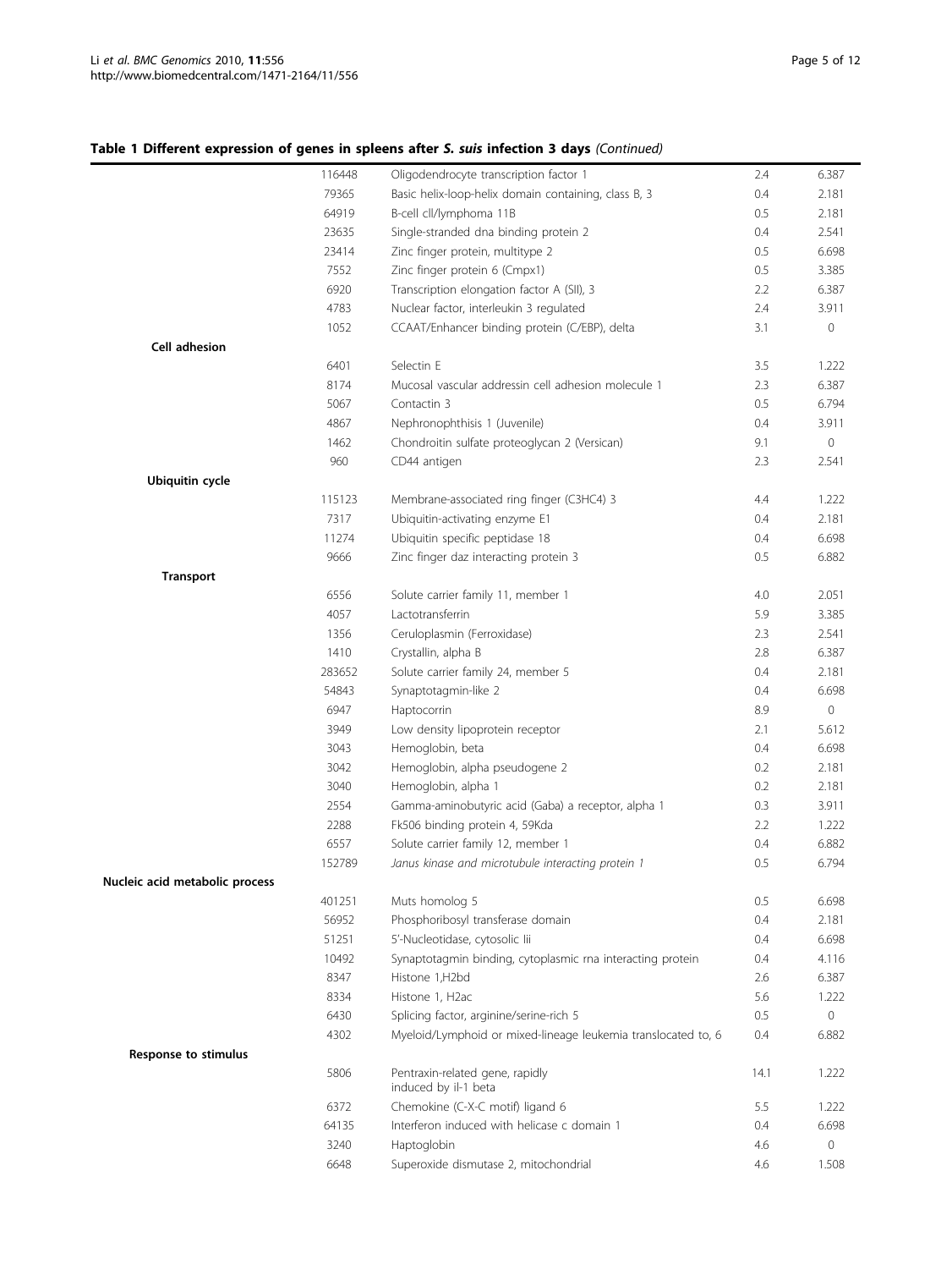**Table 1 Different expression of genes in spleens after *S. suis* infection 3 days** *(Continued)*

| | | | | |
|---|---|---|---|---|
| | 116448 | Oligodendrocyte transcription factor 1 | 2.4 | 6.387 |
| | 79365 | Basic helix-loop-helix domain containing, class B, 3 | 0.4 | 2.181 |
| | 64919 | B-cell cll/lymphoma 11B | 0.5 | 2.181 |
| | 23635 | Single-stranded dna binding protein 2 | 0.4 | 2.541 |
| | 23414 | Zinc finger protein, multitype 2 | 0.5 | 6.698 |
| | 7552 | Zinc finger protein 6 (Cmpx1) | 0.5 | 3.385 |
| | 6920 | Transcription elongation factor A (SII), 3 | 2.2 | 6.387 |
| | 4783 | Nuclear factor, interleukin 3 regulated | 2.4 | 3.911 |
| | 1052 | CCAAT/Enhancer binding protein (C/EBP), delta | 3.1 | 0 |
| **Cell adhesion** | | | | |
| | 6401 | Selectin E | 3.5 | 1.222 |
| | 8174 | Mucosal vascular addressin cell adhesion molecule 1 | 2.3 | 6.387 |
| | 5067 | Contactin 3 | 0.5 | 6.794 |
| | 4867 | Nephronophthisis 1 (Juvenile) | 0.4 | 3.911 |
| | 1462 | Chondroitin sulfate proteoglycan 2 (Versican) | 9.1 | 0 |
| | 960 | CD44 antigen | 2.3 | 2.541 |
| **Ubiquitin cycle** | | | | |
| | 115123 | Membrane-associated ring finger (C3HC4) 3 | 4.4 | 1.222 |
| | 7317 | Ubiquitin-activating enzyme E1 | 0.4 | 2.181 |
| | 11274 | Ubiquitin specific peptidase 18 | 0.4 | 6.698 |
| | 9666 | Zinc finger daz interacting protein 3 | 0.5 | 6.882 |
| **Transport** | | | | |
| | 6556 | Solute carrier family 11, member 1 | 4.0 | 2.051 |
| | 4057 | Lactotransferrin | 5.9 | 3.385 |
| | 1356 | Ceruloplasmin (Ferroxidase) | 2.3 | 2.541 |
| | 1410 | Crystallin, alpha B | 2.8 | 6.387 |
| | 283652 | Solute carrier family 24, member 5 | 0.4 | 2.181 |
| | 54843 | Synaptotagmin-like 2 | 0.4 | 6.698 |
| | 6947 | Haptocorrin | 8.9 | 0 |
| | 3949 | Low density lipoprotein receptor | 2.1 | 5.612 |
| | 3043 | Hemoglobin, beta | 0.4 | 6.698 |
| | 3042 | Hemoglobin, alpha pseudogene 2 | 0.2 | 2.181 |
| | 3040 | Hemoglobin, alpha 1 | 0.2 | 2.181 |
| | 2554 | Gamma-aminobutyric acid (Gaba) a receptor, alpha 1 | 0.3 | 3.911 |
| | 2288 | Fk506 binding protein 4, 59Kda | 2.2 | 1.222 |
| | 6557 | Solute carrier family 12, member 1 | 0.4 | 6.882 |
| | 152789 | *Janus kinase and microtubule interacting protein 1* | 0.5 | 6.794 |
| **Nucleic acid metabolic process** | | | | |
| | 401251 | Muts homolog 5 | 0.5 | 6.698 |
| | 56952 | Phosphoribosyl transferase domain | 0.4 | 2.181 |
| | 51251 | 5'-Nucleotidase, cytosolic Iii | 0.4 | 6.698 |
| | 10492 | Synaptotagmin binding, cytoplasmic rna interacting protein | 0.4 | 4.116 |
| | 8347 | Histone 1,H2bd | 2.6 | 6.387 |
| | 8334 | Histone 1, H2ac | 5.6 | 1.222 |
| | 6430 | Splicing factor, arginine/serine-rich 5 | 0.5 | 0 |
| | 4302 | Myeloid/Lymphoid or mixed-lineage leukemia translocated to, 6 | 0.4 | 6.882 |
| **Response to stimulus** | | | | |
| | 5806 | Pentraxin-related gene, rapidly induced by il-1 beta | 14.1 | 1.222 |
| | 6372 | Chemokine (C-X-C motif) ligand 6 | 5.5 | 1.222 |
| | 64135 | Interferon induced with helicase c domain 1 | 0.4 | 6.698 |
| | 3240 | Haptoglobin | 4.6 | 0 |
| | 6648 | Superoxide dismutase 2, mitochondrial | 4.6 | 1.508 |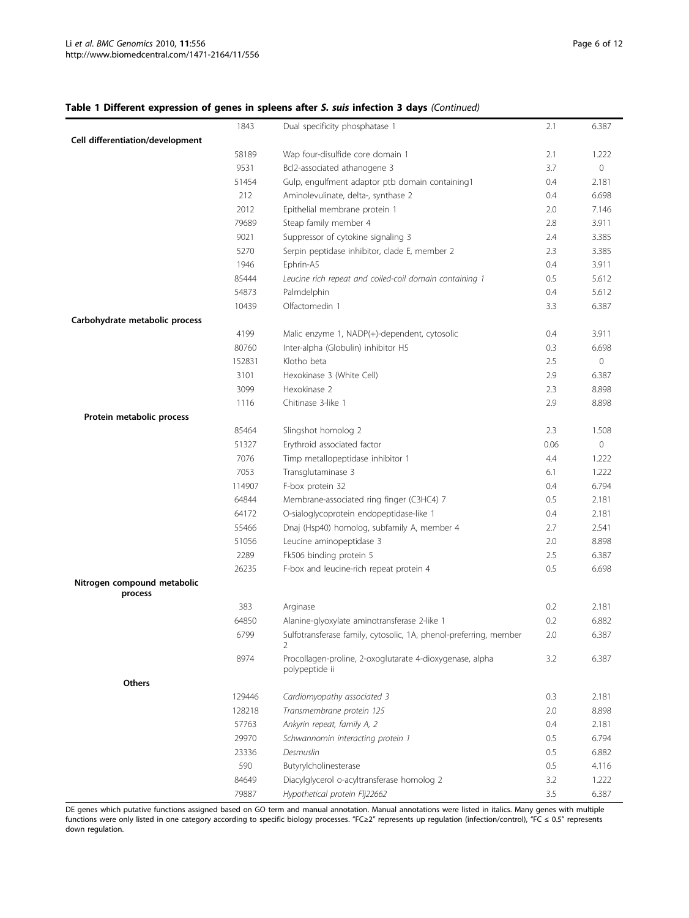**Table 1 Different expression of genes in spleens after *S. suis* infection 3 days** *(Continued)*

| | | | | |
|---|---|---|---|---|
| | 1843 | Dual specificity phosphatase 1 | 2.1 | 6.387 |
| **Cell differentiation/development** | | | | |
| | 58189 | Wap four-disulfide core domain 1 | 2.1 | 1.222 |
| | 9531 | Bcl2-associated athanogene 3 | 3.7 | 0 |
| | 51454 | Gulp, engulfment adaptor ptb domain containing1 | 0.4 | 2.181 |
| | 212 | Aminolevulinate, delta-, synthase 2 | 0.4 | 6.698 |
| | 2012 | Epithelial membrane protein 1 | 2.0 | 7.146 |
| | 79689 | Steap family member 4 | 2.8 | 3.911 |
| | 9021 | Suppressor of cytokine signaling 3 | 2.4 | 3.385 |
| | 5270 | Serpin peptidase inhibitor, clade E, member 2 | 2.3 | 3.385 |
| | 1946 | Ephrin-A5 | 0.4 | 3.911 |
| | 85444 | *Leucine rich repeat and coiled-coil domain containing 1* | 0.5 | 5.612 |
| | 54873 | Palmdelphin | 0.4 | 5.612 |
| | 10439 | Olfactomedin 1 | 3.3 | 6.387 |
| **Carbohydrate metabolic process** | | | | |
| | 4199 | Malic enzyme 1, NADP(+)-dependent, cytosolic | 0.4 | 3.911 |
| | 80760 | Inter-alpha (Globulin) inhibitor H5 | 0.3 | 6.698 |
| | 152831 | Klotho beta | 2.5 | 0 |
| | 3101 | Hexokinase 3 (White Cell) | 2.9 | 6.387 |
| | 3099 | Hexokinase 2 | 2.3 | 8.898 |
| | 1116 | Chitinase 3-like 1 | 2.9 | 8.898 |
| **Protein metabolic process** | | | | |
| | 85464 | Slingshot homolog 2 | 2.3 | 1.508 |
| | 51327 | Erythroid associated factor | 0.06 | 0 |
| | 7076 | Timp metallopeptidase inhibitor 1 | 4.4 | 1.222 |
| | 7053 | Transglutaminase 3 | 6.1 | 1.222 |
| | 114907 | F-box protein 32 | 0.4 | 6.794 |
| | 64844 | Membrane-associated ring finger (C3HC4) 7 | 0.5 | 2.181 |
| | 64172 | O-sialoglycoprotein endopeptidase-like 1 | 0.4 | 2.181 |
| | 55466 | Dnaj (Hsp40) homolog, subfamily A, member 4 | 2.7 | 2.541 |
| | 51056 | Leucine aminopeptidase 3 | 2.0 | 8.898 |
| | 2289 | Fk506 binding protein 5 | 2.5 | 6.387 |
| | 26235 | F-box and leucine-rich repeat protein 4 | 0.5 | 6.698 |
| **Nitrogen compound metabolic process** | | | | |
| | 383 | Arginase | 0.2 | 2.181 |
| | 64850 | Alanine-glyoxylate aminotransferase 2-like 1 | 0.2 | 6.882 |
| | 6799 | Sulfotransferase family, cytosolic, 1A, phenol-preferring, member 2 | 2.0 | 6.387 |
| | 8974 | Procollagen-proline, 2-oxoglutarate 4-dioxygenase, alpha polypeptide ii | 3.2 | 6.387 |
| **Others** | | | | |
| | 129446 | *Cardiomyopathy associated 3* | 0.3 | 2.181 |
| | 128218 | *Transmembrane protein 125* | 2.0 | 8.898 |
| | 57763 | *Ankyrin repeat, family A, 2* | 0.4 | 2.181 |
| | 29970 | *Schwannomin interacting protein 1* | 0.5 | 6.794 |
| | 23336 | *Desmuslin* | 0.5 | 6.882 |
| | 590 | Butyrylcholinesterase | 0.5 | 4.116 |
| | 84649 | Diacylglycerol o-acyltransferase homolog 2 | 3.2 | 1.222 |
| | 79887 | *Hypothetical protein Flj22662* | 3.5 | 6.387 |

DE genes which putative functions assigned based on GO term and manual annotation. Manual annotations were listed in italics. Many genes with multiple functions were only listed in one category according to specific biology processes. "FC≥2" represents up regulation (infection/control), "FC ≤ 0.5" represents down regulation.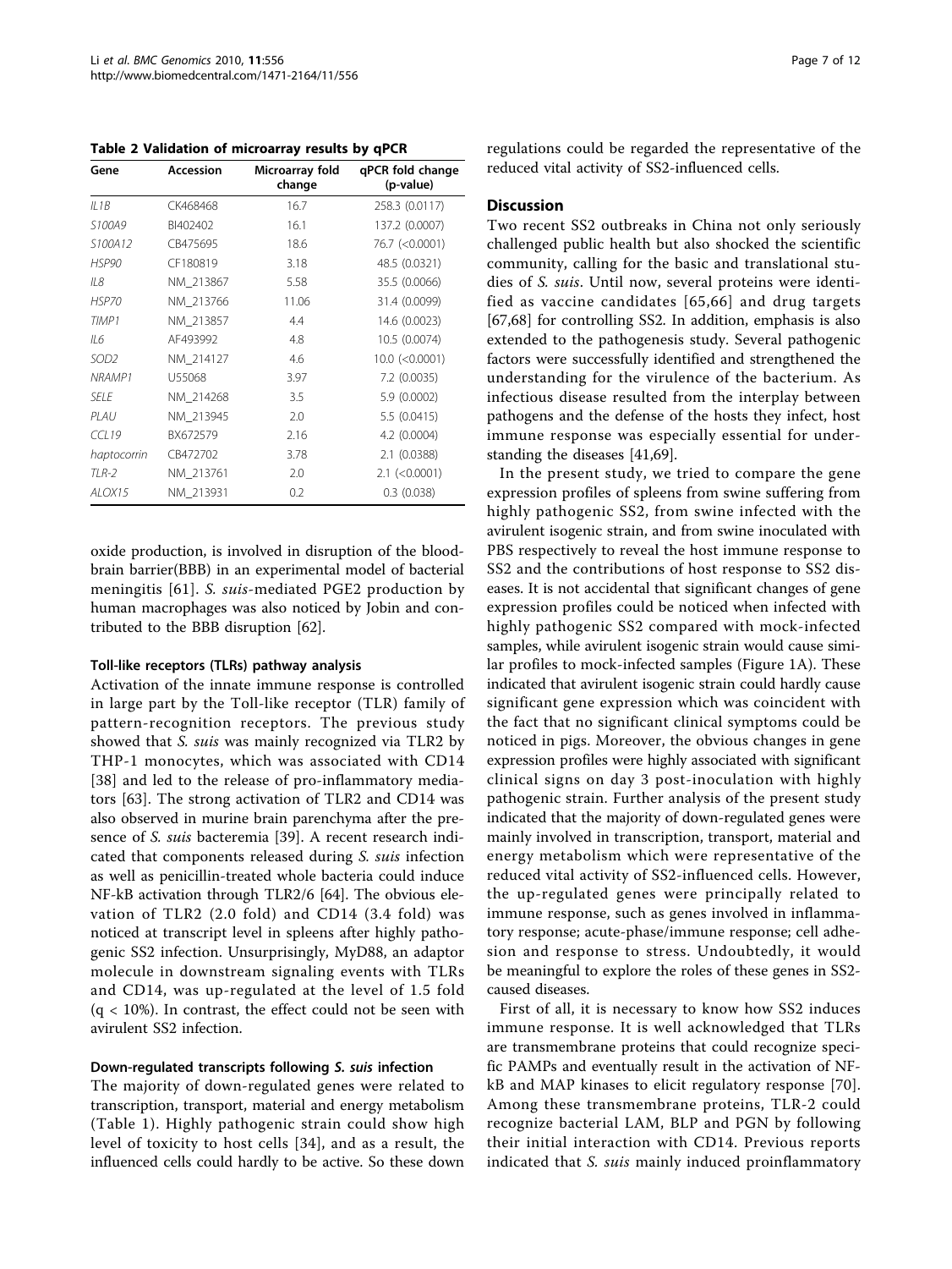**Table 2 Validation of microarray results by qPCR**

| Gene | Accession | Microarray fold change | qPCR fold change (p-value) |
|---|---|---|---|
| *IL1B* | CK468468 | 16.7 | 258.3 (0.0117) |
| *S100A9* | BI402402 | 16.1 | 137.2 (0.0007) |
| *S100A12* | CB475695 | 18.6 | 76.7 (<0.0001) |
| *HSP90* | CF180819 | 3.18 | 48.5 (0.0321) |
| *IL8* | NM_213867 | 5.58 | 35.5 (0.0066) |
| *HSP70* | NM_213766 | 11.06 | 31.4 (0.0099) |
| *TIMP1* | NM_213857 | 4.4 | 14.6 (0.0023) |
| *IL6* | AF493992 | 4.8 | 10.5 (0.0074) |
| *SOD2* | NM_214127 | 4.6 | 10.0 (<0.0001) |
| *NRAMP1* | U55068 | 3.97 | 7.2 (0.0035) |
| *SELE* | NM_214268 | 3.5 | 5.9 (0.0002) |
| *PLAU* | NM_213945 | 2.0 | 5.5 (0.0415) |
| *CCL19* | BX672579 | 2.16 | 4.2 (0.0004) |
| *haptocorrin* | CB472702 | 3.78 | 2.1 (0.0388) |
| *TLR-2* | NM_213761 | 2.0 | 2.1 (<0.0001) |
| *ALOX15* | NM_213931 | 0.2 | 0.3 (0.038) |

oxide production, is involved in disruption of the blood-brain barrier(BBB) in an experimental model of bacterial meningitis [61]. *S. suis*-mediated PGE2 production by human macrophages was also noticed by Jobin and contributed to the BBB disruption [62].

### Toll-like receptors (TLRs) pathway analysis

Activation of the innate immune response is controlled in large part by the Toll-like receptor (TLR) family of pattern-recognition receptors. The previous study showed that *S. suis* was mainly recognized via TLR2 by THP-1 monocytes, which was associated with CD14 [38] and led to the release of pro-inflammatory mediators [63]. The strong activation of TLR2 and CD14 was also observed in murine brain parenchyma after the presence of *S. suis* bacteremia [39]. A recent research indicated that components released during *S. suis* infection as well as penicillin-treated whole bacteria could induce NF-kB activation through TLR2/6 [64]. The obvious elevation of TLR2 (2.0 fold) and CD14 (3.4 fold) was noticed at transcript level in spleens after highly pathogenic SS2 infection. Unsurprisingly, MyD88, an adaptor molecule in downstream signaling events with TLRs and CD14, was up-regulated at the level of 1.5 fold ($q < 10\%$). In contrast, the effect could not be seen with avirulent SS2 infection.

### Down-regulated transcripts following *S. suis* infection

The majority of down-regulated genes were related to transcription, transport, material and energy metabolism (Table 1). Highly pathogenic strain could show high level of toxicity to host cells [34], and as a result, the influenced cells could hardly to be active. So these down regulations could be regarded the representative of the reduced vital activity of SS2-influenced cells.

## Discussion

Two recent SS2 outbreaks in China not only seriously challenged public health but also shocked the scientific community, calling for the basic and translational studies of *S. suis*. Until now, several proteins were identified as vaccine candidates [65,66] and drug targets [67,68] for controlling SS2. In addition, emphasis is also extended to the pathogenesis study. Several pathogenic factors were successfully identified and strengthened the understanding for the virulence of the bacterium. As infectious disease resulted from the interplay between pathogens and the defense of the hosts they infect, host immune response was especially essential for understanding the diseases [41,69].

In the present study, we tried to compare the gene expression profiles of spleens from swine suffering from highly pathogenic SS2, from swine infected with the avirulent isogenic strain, and from swine inoculated with PBS respectively to reveal the host immune response to SS2 and the contributions of host response to SS2 diseases. It is not accidental that significant changes of gene expression profiles could be noticed when infected with highly pathogenic SS2 compared with mock-infected samples, while avirulent isogenic strain would cause similar profiles to mock-infected samples (Figure 1A). These indicated that avirulent isogenic strain could hardly cause significant gene expression which was coincident with the fact that no significant clinical symptoms could be noticed in pigs. Moreover, the obvious changes in gene expression profiles were highly associated with significant clinical signs on day 3 post-inoculation with highly pathogenic strain. Further analysis of the present study indicated that the majority of down-regulated genes were mainly involved in transcription, transport, material and energy metabolism which were representative of the reduced vital activity of SS2-influenced cells. However, the up-regulated genes were principally related to immune response, such as genes involved in inflammatory response; acute-phase/immune response; cell adhesion and response to stress. Undoubtedly, it would be meaningful to explore the roles of these genes in SS2-caused diseases.

First of all, it is necessary to know how SS2 induces immune response. It is well acknowledged that TLRs are transmembrane proteins that could recognize specific PAMPs and eventually result in the activation of NF-kB and MAP kinases to elicit regulatory response [70]. Among these transmembrane proteins, TLR-2 could recognize bacterial LAM, BLP and PGN by following their initial interaction with CD14. Previous reports indicated that *S. suis* mainly induced proinflammatory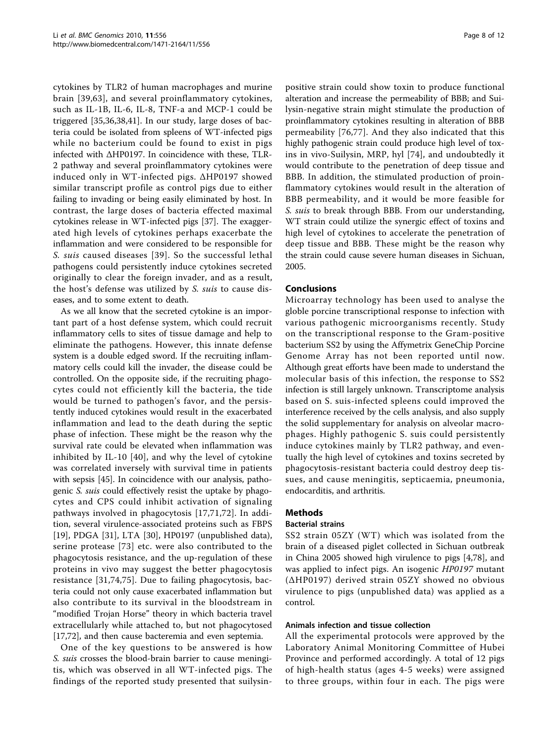cytokines by TLR2 of human macrophages and murine brain [39,63], and several proinflammatory cytokines, such as IL-1B, IL-6, IL-8, TNF-a and MCP-1 could be triggered [35,36,38,41]. In our study, large doses of bacteria could be isolated from spleens of WT-infected pigs while no bacterium could be found to exist in pigs infected with ΔHP0197. In coincidence with these, TLR-2 pathway and several proinflammatory cytokines were induced only in WT-infected pigs. ΔHP0197 showed similar transcript profile as control pigs due to either failing to invading or being easily eliminated by host. In contrast, the large doses of bacteria effected maximal cytokines release in WT-infected pigs [37]. The exaggerated high levels of cytokines perhaps exacerbate the inflammation and were considered to be responsible for *S. suis* caused diseases [39]. So the successful lethal pathogens could persistently induce cytokines secreted originally to clear the foreign invader, and as a result, the host's defense was utilized by *S. suis* to cause diseases, and to some extent to death.

As we all know that the secreted cytokine is an important part of a host defense system, which could recruit inflammatory cells to sites of tissue damage and help to eliminate the pathogens. However, this innate defense system is a double edged sword. If the recruiting inflammatory cells could kill the invader, the disease could be controlled. On the opposite side, if the recruiting phagocytes could not efficiently kill the bacteria, the tide would be turned to pathogen's favor, and the persistently induced cytokines would result in the exacerbated inflammation and lead to the death during the septic phase of infection. These might be the reason why the survival rate could be elevated when inflammation was inhibited by IL-10 [40], and why the level of cytokine was correlated inversely with survival time in patients with sepsis [45]. In coincidence with our analysis, pathogenic *S. suis* could effectively resist the uptake by phagocytes and CPS could inhibit activation of signaling pathways involved in phagocytosis [17,71,72]. In addition, several virulence-associated proteins such as FBPS [19], PDGA [31], LTA [30], HP0197 (unpublished data), serine protease [73] etc. were also contributed to the phagocytosis resistance, and the up-regulation of these proteins in vivo may suggest the better phagocytosis resistance [31,74,75]. Due to failing phagocytosis, bacteria could not only cause exacerbated inflammation but also contribute to its survival in the bloodstream in "modified Trojan Horse" theory in which bacteria travel extracellularly while attached to, but not phagocytosed [17,72], and then cause bacteremia and even septemia.

One of the key questions to be answered is how *S. suis* crosses the blood-brain barrier to cause meningitis, which was observed in all WT-infected pigs. The findings of the reported study presented that suilysin-positive strain could show toxin to produce functional alteration and increase the permeability of BBB; and Suilysin-negative strain might stimulate the production of proinflammatory cytokines resulting in alteration of BBB permeability [76,77]. And they also indicated that this highly pathogenic strain could produce high level of toxins in vivo-Suilysin, MRP, hyl [74], and undoubtedly it would contribute to the penetration of deep tissue and BBB. In addition, the stimulated production of proinflammatory cytokines would result in the alteration of BBB permeability, and it would be more feasible for *S. suis* to break through BBB. From our understanding, WT strain could utilize the synergic effect of toxins and high level of cytokines to accelerate the penetration of deep tissue and BBB. These might be the reason why the strain could cause severe human diseases in Sichuan, 2005.

## Conclusions

Microarray technology has been used to analyse the globle porcine transcriptional response to infection with various pathogenic microorganisms recently. Study on the transcriptional response to the Gram-positive bacterium SS2 by using the Affymetrix GeneChip Porcine Genome Array has not been reported until now. Although great efforts have been made to understand the molecular basis of this infection, the response to SS2 infection is still largely unknown. Transcriptome analysis based on S. suis-infected spleens could improved the interference received by the cells analysis, and also supply the solid supplementary for analysis on alveolar macrophages. Highly pathogenic S. suis could persistently induce cytokines mainly by TLR2 pathway, and eventually the high level of cytokines and toxins secreted by phagocytosis-resistant bacteria could destroy deep tissues, and cause meningitis, septicaemia, pneumonia, endocarditis, and arthritis.

## Methods

### Bacterial strains

SS2 strain 05ZY (WT) which was isolated from the brain of a diseased piglet collected in Sichuan outbreak in China 2005 showed high virulence to pigs [4,78], and was applied to infect pigs. An isogenic *HP0197* mutant (ΔHP0197) derived strain 05ZY showed no obvious virulence to pigs (unpublished data) was applied as a control.

### Animals infection and tissue collection

All the experimental protocols were approved by the Laboratory Animal Monitoring Committee of Hubei Province and performed accordingly. A total of 12 pigs of high-health status (ages 4-5 weeks) were assigned to three groups, within four in each. The pigs were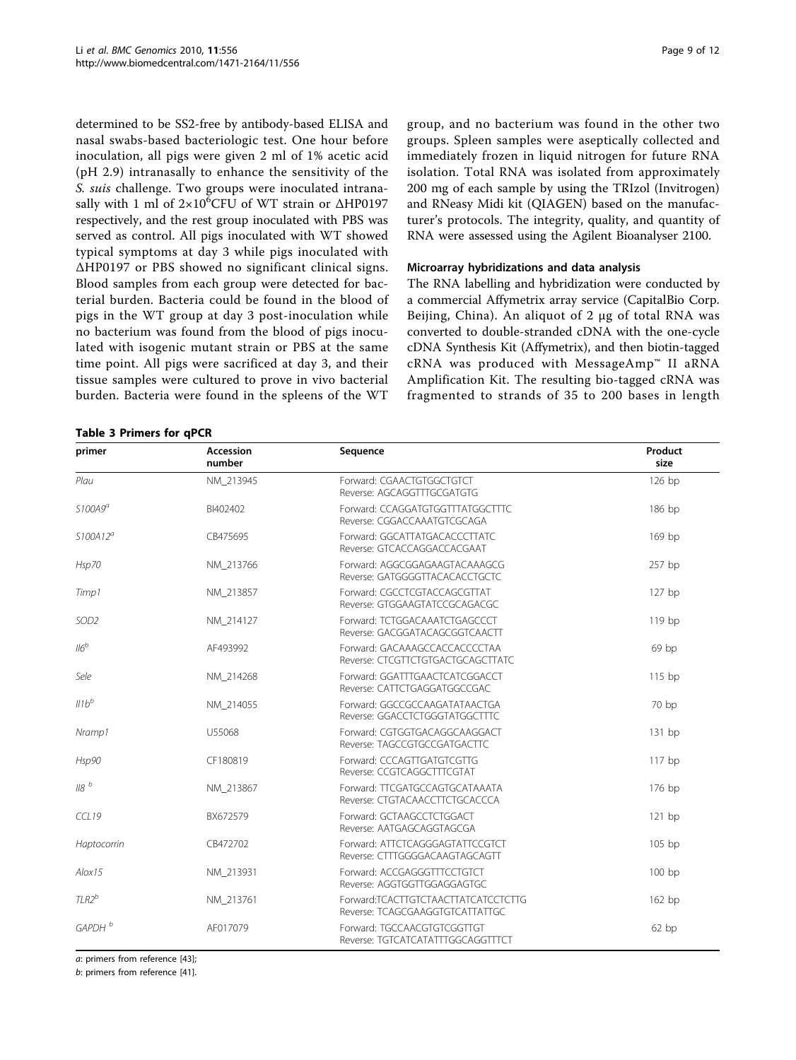determined to be SS2-free by antibody-based ELISA and nasal swabs-based bacteriologic test. One hour before inoculation, all pigs were given 2 ml of 1% acetic acid (pH 2.9) intranasally to enhance the sensitivity of the *S. suis* challenge. Two groups were inoculated intranasally with 1 ml of $2 \times 10^6$CFU of WT strain or ΔHP0197 respectively, and the rest group inoculated with PBS was served as control. All pigs inoculated with WT showed typical symptoms at day 3 while pigs inoculated with ΔHP0197 or PBS showed no significant clinical signs. Blood samples from each group were detected for bacterial burden. Bacteria could be found in the blood of pigs in the WT group at day 3 post-inoculation while no bacterium was found from the blood of pigs inoculated with isogenic mutant strain or PBS at the same time point. All pigs were sacrificed at day 3, and their tissue samples were cultured to prove in vivo bacterial burden. Bacteria were found in the spleens of the WT group, and no bacterium was found in the other two groups. Spleen samples were aseptically collected and immediately frozen in liquid nitrogen for future RNA isolation. Total RNA was isolated from approximately 200 mg of each sample by using the TRIzol (Invitrogen) and RNeasy Midi kit (QIAGEN) based on the manufacturer's protocols. The integrity, quality, and quantity of RNA were assessed using the Agilent Bioanalyser 2100.

### Microarray hybridizations and data analysis

The RNA labelling and hybridization were conducted by a commercial Affymetrix array service (CapitalBio Corp. Beijing, China). An aliquot of 2 μg of total RNA was converted to double-stranded cDNA with the one-cycle cDNA Synthesis Kit (Affymetrix), and then biotin-tagged cRNA was produced with MessageAmp™ II aRNA Amplification Kit. The resulting bio-tagged cRNA was fragmented to strands of 35 to 200 bases in length

**Table 3 Primers for qPCR**

| primer | Accession number | Sequence | Product size |
|---|---|---|---|
| *Plau* | NM_213945 | Forward: CGAACTGTGGCTGTCT<br>Reverse: AGCAGGTTTGCGATGTG | 126 bp |
| *S100A9*[a] | BI402402 | Forward: CCAGGATGTGGTTTATGGCTTTC<br>Reverse: CGGACCAAATGTCGCAGA | 186 bp |
| *S100A12*[a] | CB475695 | Forward: GGCATTATGACACCCTTATC<br>Reverse: GTCACCAGGACCACGAAT | 169 bp |
| *Hsp70* | NM_213766 | Forward: AGGCGGAGAAGTACAAAGCG<br>Reverse: GATGGGGTTACACACCTGCTC | 257 bp |
| *Timp1* | NM_213857 | Forward: CGCCTCGTACCAGCGTTAT<br>Reverse: GTGGAAGTATCCGCAGACGC | 127 bp |
| *SOD2* | NM_214127 | Forward: TCTGGACAAATCTGAGCCCT<br>Reverse: GACGGATACAGCGGTCAACTT | 119 bp |
| *Il6*[b] | AF493992 | Forward: GACAAAGCCACCACCCCTAA<br>Reverse: CTCGTTCTGTGACTGCAGCTTATC | 69 bp |
| *Sele* | NM_214268 | Forward: GGATTTGAACTCATCGGACCT<br>Reverse: CATTCTGAGGATGGCCGAC | 115 bp |
| *Il1b*[b] | NM_214055 | Forward: GGCCGCCAAGATATAACTGA<br>Reverse: GGACCTCTGGGTATGGCTTTC | 70 bp |
| *Nramp1* | U55068 | Forward: CGTGGTGACAGGCAAGGACT<br>Reverse: TAGCCGTGCCGATGACTTC | 131 bp |
| *Hsp90* | CF180819 | Forward: CCCAGTTGATGTCGTTG<br>Reverse: CCGTCAGGCTTTCGTAT | 117 bp |
| *Il8* [b] | NM_213867 | Forward: TTCGATGCCAGTGCATAAATA<br>Reverse: CTGTACAACCTTCTGCACCCA | 176 bp |
| *CCL19* | BX672579 | Forward: GCTAAGCCTCTGGACT<br>Reverse: AATGAGCAGGTAGCGA | 121 bp |
| *Haptocorrin* | CB472702 | Forward: ATTCTCAGGGAGTATTCCGTCT<br>Reverse: CTTTGGGGACAAGTAGCAGTT | 105 bp |
| *Alox15* | NM_213931 | Forward: ACCGAGGGTTTCCTGTCT<br>Reverse: AGGTGGTTGGAGGAGTGC | 100 bp |
| *TLR2*[b] | NM_213761 | Forward:TCACTTGTCTAACTTATCATCCTCTTG<br>Reverse: TCAGCGAAGGTGTCATTATTGC | 162 bp |
| *GAPDH* [b] | AF017079 | Forward: TGCCAACGTGTCGGTTGT<br>Reverse: TGTCATCATATTTGGCAGGTTTCT | 62 bp |

*a*: primers from reference [43];

*b*: primers from reference [41].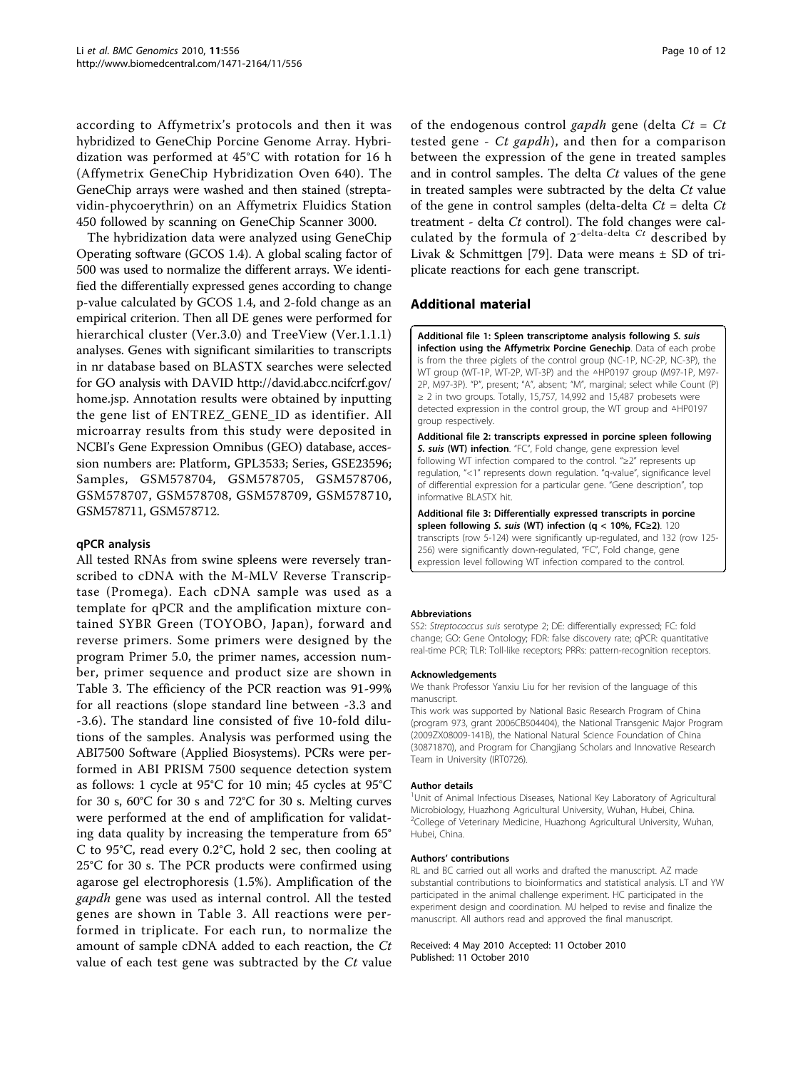according to Affymetrix's protocols and then it was hybridized to GeneChip Porcine Genome Array. Hybridization was performed at 45°C with rotation for 16 h (Affymetrix GeneChip Hybridization Oven 640). The GeneChip arrays were washed and then stained (streptavidin-phycoerythrin) on an Affymetrix Fluidics Station 450 followed by scanning on GeneChip Scanner 3000.

The hybridization data were analyzed using GeneChip Operating software (GCOS 1.4). A global scaling factor of 500 was used to normalize the different arrays. We identified the differentially expressed genes according to change p-value calculated by GCOS 1.4, and 2-fold change as an empirical criterion. Then all DE genes were performed for hierarchical cluster (Ver.3.0) and TreeView (Ver.1.1.1) analyses. Genes with significant similarities to transcripts in nr database based on BLASTX searches were selected for GO analysis with DAVID http://david.abcc.ncifcrf.gov/home.jsp. Annotation results were obtained by inputting the gene list of ENTREZ_GENE_ID as identifier. All microarray results from this study were deposited in NCBI's Gene Expression Omnibus (GEO) database, accession numbers are: Platform, GPL3533; Series, GSE23596; Samples, GSM578704, GSM578705, GSM578706, GSM578707, GSM578708, GSM578709, GSM578710, GSM578711, GSM578712.

### qPCR analysis

All tested RNAs from swine spleens were reversely transcribed to cDNA with the M-MLV Reverse Transcriptase (Promega). Each cDNA sample was used as a template for qPCR and the amplification mixture contained SYBR Green (TOYOBO, Japan), forward and reverse primers. Some primers were designed by the program Primer 5.0, the primer names, accession number, primer sequence and product size are shown in Table 3. The efficiency of the PCR reaction was 91-99% for all reactions (slope standard line between -3.3 and -3.6). The standard line consisted of five 10-fold dilutions of the samples. Analysis was performed using the ABI7500 Software (Applied Biosystems). PCRs were performed in ABI PRISM 7500 sequence detection system as follows: 1 cycle at 95°C for 10 min; 45 cycles at 95°C for 30 s, 60°C for 30 s and 72°C for 30 s. Melting curves were performed at the end of amplification for validating data quality by increasing the temperature from 65°C to 95°C, read every 0.2°C, hold 2 sec, then cooling at 25°C for 30 s. The PCR products were confirmed using agarose gel electrophoresis (1.5%). Amplification of the *gapdh* gene was used as internal control. All the tested genes are shown in Table 3. All reactions were performed in triplicate. For each run, to normalize the amount of sample cDNA added to each reaction, the *Ct* value of each test gene was subtracted by the *Ct* value of the endogenous control *gapdh* gene (delta *Ct* = *Ct* tested gene - *Ct gapdh*), and then for a comparison between the expression of the gene in treated samples and in control samples. The delta *Ct* values of the gene in treated samples were subtracted by the delta *Ct* value of the gene in control samples (delta-delta *Ct* = delta *Ct* treatment - delta *Ct* control). The fold changes were calculated by the formula of $2^{\text{-delta-delta } Ct}$ described by Livak & Schmittgen [79]. Data were means ± SD of triplicate reactions for each gene transcript.

## Additional material

**Additional file 1: Spleen transcriptome analysis following *S. suis* infection using the Affymetrix Porcine Genechip**. Data of each probe is from the three piglets of the control group (NC-1P, NC-2P, NC-3P), the WT group (WT-1P, WT-2P, WT-3P) and the ΔHP0197 group (M97-1P, M97-2P, M97-3P). "P", present; "A", absent; "M", marginal; select while Count (P) ≥ 2 in two groups. Totally, 15,757, 14,992 and 15,487 probesets were detected expression in the control group, the WT group and ΔHP0197 group respectively.

**Additional file 2: transcripts expressed in porcine spleen following *S. suis* (WT) infection**. "FC", Fold change, gene expression level following WT infection compared to the control. "≥2" represents up regulation, "<1" represents down regulation. "q-value", significance level of differential expression for a particular gene. "Gene description", top informative BLASTX hit.

**Additional file 3: Differentially expressed transcripts in porcine spleen following *S. suis* (WT) infection (q < 10%, FC≥2)**. 120 transcripts (row 5-124) were significantly up-regulated, and 132 (row 125-256) were significantly down-regulated, "FC", Fold change, gene expression level following WT infection compared to the control.

#### Abbreviations

SS2: *Streptococcus suis* serotype 2; DE: differentially expressed; FC: fold change; GO: Gene Ontology; FDR: false discovery rate; qPCR: quantitative real-time PCR; TLR: Toll-like receptors; PRRs: pattern-recognition receptors.

#### Acknowledgements

We thank Professor Yanxiu Liu for her revision of the language of this manuscript.

This work was supported by National Basic Research Program of China (program 973, grant 2006CB504404), the National Transgenic Major Program (2009ZX08009-141B), the National Natural Science Foundation of China (30871870), and Program for Changjiang Scholars and Innovative Research Team in University (IRT0726).

#### Author details

[1]Unit of Animal Infectious Diseases, National Key Laboratory of Agricultural Microbiology, Huazhong Agricultural University, Wuhan, Hubei, China. [2]College of Veterinary Medicine, Huazhong Agricultural University, Wuhan, Hubei, China.

#### Authors' contributions

RL and BC carried out all works and drafted the manuscript. AZ made substantial contributions to bioinformatics and statistical analysis. LT and YW participated in the animal challenge experiment. HC participated in the experiment design and coordination. MJ helped to revise and finalize the manuscript. All authors read and approved the final manuscript.

Received: 4 May 2010 Accepted: 11 October 2010
Published: 11 October 2010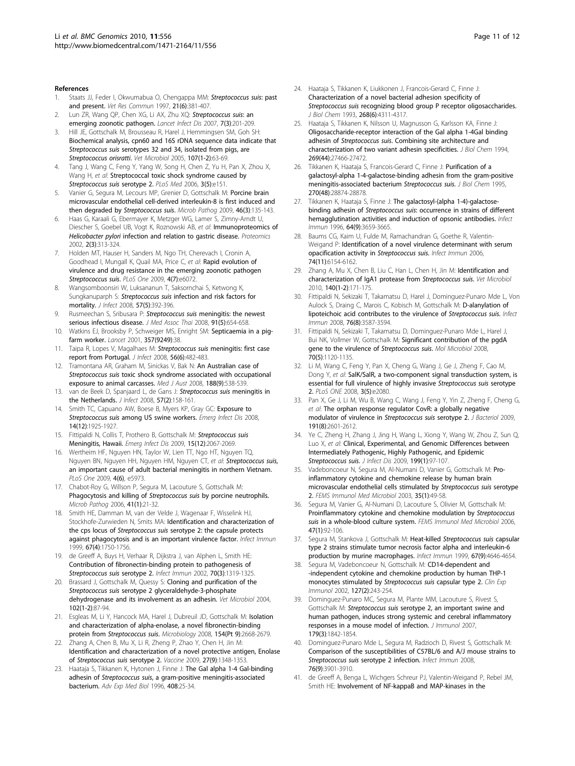## References

1. Staats JJ, Feder I, Okwumabua O, Chengappa MM: *Streptococcus suis*: past and present. *Vet Res Commun* 1997, 21(6):381-407.
2. Lun ZR, Wang QP, Chen XG, Li AX, Zhu XQ: *Streptococcus suis*: an emerging zoonotic pathogen. *Lancet Infect Dis* 2007, 7(3):201-209.
3. Hill JE, Gottschalk M, Brousseau R, Harel J, Hemmingsen SM, Goh SH: Biochemical analysis, cpn60 and 16S rDNA sequence data indicate that *Streptococcus suis* serotypes 32 and 34, isolated from pigs, are *Streptococcus orisratti*. *Vet Microbiol* 2005, 107(1-2):63-69.
4. Tang J, Wang C, Feng Y, Yang W, Song H, Chen Z, Yu H, Pan X, Zhou X, Wang H, *et al*: Streptococcal toxic shock syndrome caused by *Streptococcus suis* serotype 2. *PLoS Med* 2006, 3(5):e151.
5. Vanier G, Segura M, Lecours MP, Grenier D, Gottschalk M: Porcine brain microvascular endothelial cell-derived interleukin-8 is first induced and then degraded by *Streptococcus suis*. *Microb Pathog* 2009, 46(3):135-143.
6. Haas G, Karaali G, Ebermayer K, Metzger WG, Lamer S, Zimny-Arndt U, Diescher S, Goebel UB, Vogt K, Roznowski AB, *et al*: Immunoproteomics of *Helicobacter pylori* infection and relation to gastric disease. *Proteomics* 2002, 2(3):313-324.
7. Holden MT, Hauser H, Sanders M, Ngo TH, Cherevach I, Cronin A, Goodhead I, Mungall K, Quail MA, Price C, *et al*: Rapid evolution of virulence and drug resistance in the emerging zoonotic pathogen *Streptococcus suis*. *PLoS One* 2009, 4(7):e6072.
8. Wangsomboonsiri W, Luksananun T, Saksornchai S, Ketwong K, Sungkanuparph S: *Streptococcus suis* infection and risk factors for mortality. *J Infect* 2008, 57(5):392-396.
9. Rusmeechan S, Sribusara P: *Streptococcus suis* meningitis: the newest serious infectious disease. *J Med Assoc Thai* 2008, 91(5):654-658.
10. Watkins EJ, Brooksby P, Schweiger MS, Enright SM: Septicaemia in a pig-farm worker. *Lancet* 2001, 357(9249):38.
11. Taipa R, Lopes V, Magalhaes M: *Streptococcus suis* meningitis: first case report from Portugal. *J Infect* 2008, 56(6):482-483.
12. Tramontana AR, Graham M, Sinickas V, Bak N: An Australian case of *Streptococcus suis* toxic shock syndrome associated with occupational exposure to animal carcasses. *Med J Aust* 2008, 188(9):538-539.
13. van de Beek D, Spanjaard L, de Gans J: *Streptococcus suis* meningitis in the Netherlands. *J Infect* 2008, 57(2):158-161.
14. Smith TC, Capuano AW, Boese B, Myers KP, Gray GC: Exposure to *Streptococcus suis* among US swine workers. *Emerg Infect Dis* 2008, 14(12):1925-1927.
15. Fittipaldi N, Collis T, Prothero B, Gottschalk M: *Streptococcus suis* Meningitis, Hawaii. *Emerg Infect Dis* 2009, 15(12):2067-2069.
16. Wertheim HF, Nguyen HN, Taylor W, Lien TT, Ngo HT, Nguyen TQ, Nguyen BN, Nguyen HH, Nguyen HM, Nguyen CT, *et al*: *Streptococcus suis*, an important cause of adult bacterial meningitis in northern Vietnam. *PLoS One* 2009, 4(6), e5973.
17. Chabot-Roy G, Willson P, Segura M, Lacouture S, Gottschalk M: Phagocytosis and killing of *Streptococcus suis* by porcine neutrophils. *Microb Pathog* 2006, 41(1):21-32.
18. Smith HE, Damman M, van der Velde J, Wagenaar F, Wisselink HJ, Stockhofe-Zurwieden N, Smits MA: Identification and characterization of the cps locus of *Streptococcus suis* serotype 2: the capsule protects against phagocytosis and is an important virulence factor. *Infect Immun* 1999, 67(4):1750-1756.
19. de Greeff A, Buys H, Verhaar R, Dijkstra J, van Alphen L, Smith HE: Contribution of fibronectin-binding protein to pathogenesis of *Streptococcus suis* serotype 2. *Infect Immun* 2002, 70(3):1319-1325.
20. Brassard J, Gottschalk M, Quessy S: Cloning and purification of the *Streptococcus suis* serotype 2 glyceraldehyde-3-phosphate dehydrogenase and its involvement as an adhesin. *Vet Microbiol* 2004, 102(1-2):87-94.
21. Esgleas M, Li Y, Hancock MA, Harel J, Dubreuil JD, Gottschalk M: Isolation and characterization of alpha-enolase, a novel fibronectin-binding protein from *Streptococcus suis*. *Microbiology* 2008, 154(Pt 9):2668-2679.
22. Zhang A, Chen B, Mu X, Li R, Zheng P, Zhao Y, Chen H, Jin M: Identification and characterization of a novel protective antigen, Enolase of *Streptococcus suis* serotype 2. *Vaccine* 2009, 27(9):1348-1353.
23. Haataja S, Tikkanen K, Hytonen J, Finne J: The Gal alpha 1-4 Gal-binding adhesin of *Streptococcus suis*, a gram-positive meningitis-associated bacterium. *Adv Exp Med Biol* 1996, 408:25-34.
24. Haataja S, Tikkanen K, Liukkonen J, Francois-Gerard C, Finne J: Characterization of a novel bacterial adhesion specificity of *Streptococcus suis* recognizing blood group P receptor oligosaccharides. *J Biol Chem* 1993, 268(6):4311-4317.
25. Haataja S, Tikkanen K, Nilsson U, Magnusson G, Karlsson KA, Finne J: Oligosaccharide-receptor interaction of the Gal alpha 1-4Gal binding adhesin of *Streptococcus suis*. Combining site architecture and characterization of two variant adhesin specificities. *J Biol Chem* 1994, 269(44):27466-27472.
26. Tikkanen K, Haataja S, Francois-Gerard C, Finne J: Purification of a galactosyl-alpha 1-4-galactose-binding adhesin from the gram-positive meningitis-associated bacterium *Streptococcus suis*. *J Biol Chem* 1995, 270(48):28874-28878.
27. Tikkanen K, Haataja S, Finne J: The galactosyl-(alpha 1-4)-galactose-binding adhesin of *Streptococcus suis*: occurrence in strains of different hemagglutination activities and induction of opsonic antibodies. *Infect Immun* 1996, 64(9):3659-3665.
28. Baums CG, Kaim U, Fulde M, Ramachandran G, Goethe R, Valentin-Weigand P: Identification of a novel virulence determinant with serum opacification activity in *Streptococcus suis*. *Infect Immun* 2006, 74(11):6154-6162.
29. Zhang A, Mu X, Chen B, Liu C, Han L, Chen H, Jin M: Identification and characterization of IgA1 protease from *Streptococcus suis*. *Vet Microbiol* 2010, 140(1-2):171-175.
30. Fittipaldi N, Sekizaki T, Takamatsu D, Harel J, Dominguez-Punaro Mde L, Von Aulock S, Draing C, Marois C, Kobisch M, Gottschalk M: D-alanylation of lipoteichoic acid contributes to the virulence of *Streptococcus suis*. *Infect Immun* 2008, 76(8):3587-3594.
31. Fittipaldi N, Sekizaki T, Takamatsu D, Dominguez-Punaro Mde L, Harel J, Bui NK, Vollmer W, Gottschalk M: Significant contribution of the pgdA gene to the virulence of *Streptococcus suis*. *Mol Microbiol* 2008, 70(5):1120-1135.
32. Li M, Wang C, Feng Y, Pan X, Cheng G, Wang J, Ge J, Zheng F, Cao M, Dong Y, *et al*: SalK/SalR, a two-component signal transduction system, is essential for full virulence of highly invasive *Streptococcus suis* serotype 2. *PLoS ONE* 2008, 3(5):e2080.
33. Pan X, Ge J, Li M, Wu B, Wang C, Wang J, Feng Y, Yin Z, Zheng F, Cheng G, *et al*: The orphan response regulator CovR: a globally negative modulator of virulence in *Streptococcus suis* serotype 2. *J Bacteriol* 2009, 191(8):2601-2612.
34. Ye C, Zheng H, Zhang J, Jing H, Wang L, Xiong Y, Wang W, Zhou Z, Sun Q, Luo X, *et al*: Clinical, Experimental, and Genomic Differences between Intermediately Pathogenic, Highly Pathogenic, and Epidemic *Streptococcus suis*. *J Infect Dis* 2009, 199(1):97-107.
35. Vadeboncoeur N, Segura M, Al-Numani D, Vanier G, Gottschalk M: Pro-inflammatory cytokine and chemokine release by human brain microvascular endothelial cells stimulated by *Streptococcus suis* serotype 2. *FEMS Immunol Med Microbiol* 2003, 35(1):49-58.
36. Segura M, Vanier G, Al-Numani D, Lacouture S, Olivier M, Gottschalk M: Proinflammatory cytokine and chemokine modulation by *Streptococcus suis* in a whole-blood culture system. *FEMS Immunol Med Microbiol* 2006, 47(1):92-106.
37. Segura M, Stankova J, Gottschalk M: Heat-killed *Streptococcus suis* capsular type 2 strains stimulate tumor necrosis factor alpha and interleukin-6 production by murine macrophages. *Infect Immun* 1999, 67(9):4646-4654.
38. Segura M, Vadeboncoeur N, Gottschalk M: CD14-dependent and -independent cytokine and chemokine production by human THP-1 monocytes stimulated by *Streptococcus suis* capsular type 2. *Clin Exp Immunol* 2002, 127(2):243-254.
39. Dominguez-Punaro MC, Segura M, Plante MM, Lacouture S, Rivest S, Gottschalk M: *Streptococcus suis* serotype 2, an important swine and human pathogen, induces strong systemic and cerebral inflammatory responses in a mouse model of infection. *J Immunol* 2007, 179(3):1842-1854.
40. Dominguez-Punaro Mde L, Segura M, Radzioch D, Rivest S, Gottschalk M: Comparison of the susceptibilities of C57BL/6 and A/J mouse strains to *Streptococcus suis* serotype 2 infection. *Infect Immun* 2008, 76(9):3901-3910.
41. de Greeff A, Benga L, Wichgers Schreur PJ, Valentin-Weigand P, Rebel JM, Smith HE: Involvement of NF-kappaB and MAP-kinases in the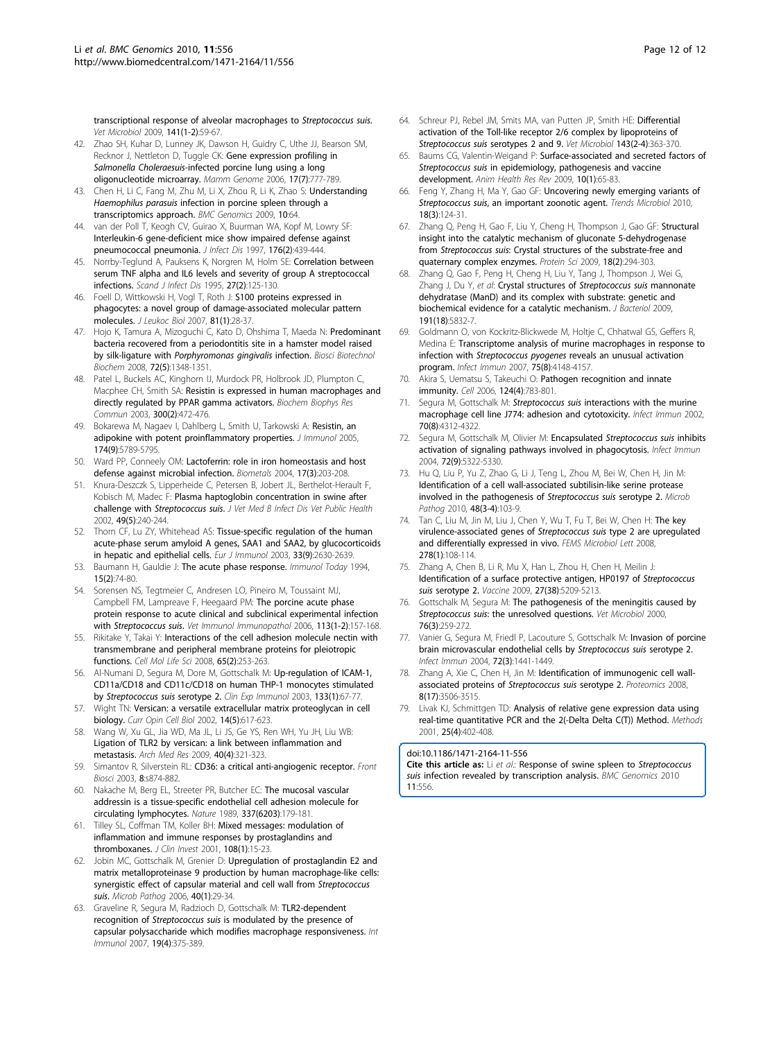transcriptional response of alveolar macrophages to *Streptococcus suis*. *Vet Microbiol* 2009, 141(1-2):59-67.

42. Zhao SH, Kuhar D, Lunney JK, Dawson H, Guidry C, Uthe JJ, Bearson SM, Recknor J, Nettleton D, Tuggle CK: Gene expression profiling in *Salmonella Choleraesuis*-infected porcine lung using a long oligonucleotide microarray. *Mamm Genome* 2006, 17(7):777-789.
43. Chen H, Li C, Fang M, Zhu M, Li X, Zhou R, Li K, Zhao S: Understanding *Haemophilus parasuis* infection in porcine spleen through a transcriptomics approach. *BMC Genomics* 2009, 10:64.
44. van der Poll T, Keogh CV, Guirao X, Buurman WA, Kopf M, Lowry SF: Interleukin-6 gene-deficient mice show impaired defense against pneumococcal pneumonia. *J Infect Dis* 1997, 176(2):439-444.
45. Norrby-Teglund A, Pauksens K, Norgren M, Holm SE: Correlation between serum TNF alpha and IL6 levels and severity of group A streptococcal infections. *Scand J Infect Dis* 1995, 27(2):125-130.
46. Foell D, Wittkowski H, Vogl T, Roth J: S100 proteins expressed in phagocytes: a novel group of damage-associated molecular pattern molecules. *J Leukoc Biol* 2007, 81(1):28-37.
47. Hojo K, Tamura A, Mizoguchi C, Kato D, Ohshima T, Maeda N: Predominant bacteria recovered from a periodontitis site in a hamster model raised by silk-ligature with *Porphyromonas gingivalis* infection. *Biosci Biotechnol Biochem* 2008, 72(5):1348-1351.
48. Patel L, Buckels AC, Kinghorn IJ, Murdock PR, Holbrook JD, Plumpton C, Macphee CH, Smith SA: Resistin is expressed in human macrophages and directly regulated by PPAR gamma activators. *Biochem Biophys Res Commun* 2003, 300(2):472-476.
49. Bokarewa M, Nagaev I, Dahlberg L, Smith U, Tarkowski A: Resistin, an adipokine with potent proinflammatory properties. *J Immunol* 2005, 174(9):5789-5795.
50. Ward PP, Conneely OM: Lactoferrin: role in iron homeostasis and host defense against microbial infection. *Biometals* 2004, 17(3):203-208.
51. Knura-Deszczk S, Lipperheide C, Petersen B, Jobert JL, Berthelot-Herault F, Kobisch M, Madec F: Plasma haptoglobin concentration in swine after challenge with *Streptococcus suis*. *J Vet Med B Infect Dis Vet Public Health* 2002, 49(5):240-244.
52. Thorn CF, Lu ZY, Whitehead AS: Tissue-specific regulation of the human acute-phase serum amyloid A genes, SAA1 and SAA2, by glucocorticoids in hepatic and epithelial cells. *Eur J Immunol* 2003, 33(9):2630-2639.
53. Baumann H, Gauldie J: The acute phase response. *Immunol Today* 1994, 15(2):74-80.
54. Sorensen NS, Tegtmeier C, Andresen LO, Pineiro M, Toussaint MJ, Campbell FM, Lampreave F, Heegaard PM: The porcine acute phase protein response to acute clinical and subclinical experimental infection with *Streptococcus suis*. *Vet Immunol Immunopathol* 2006, 113(1-2):157-168.
55. Rikitake Y, Takai Y: Interactions of the cell adhesion molecule nectin with transmembrane and peripheral membrane proteins for pleiotropic functions. *Cell Mol Life Sci* 2008, 65(2):253-263.
56. Al-Numani D, Segura M, Dore M, Gottschalk M: Up-regulation of ICAM-1, CD11a/CD18 and CD11c/CD18 on human THP-1 monocytes stimulated by *Streptococcus suis* serotype 2. *Clin Exp Immunol* 2003, 133(1):67-77.
57. Wight TN: Versican: a versatile extracellular matrix proteoglycan in cell biology. *Curr Opin Cell Biol* 2002, 14(5):617-623.
58. Wang W, Xu GL, Jia WD, Ma JL, Li JS, Ge YS, Ren WH, Yu JH, Liu WB: Ligation of TLR2 by versican: a link between inflammation and metastasis. *Arch Med Res* 2009, 40(4):321-323.
59. Simantov R, Silverstein RL: CD36: a critical anti-angiogenic receptor. *Front Biosci* 2003, 8:s874-882.
60. Nakache M, Berg EL, Streeter PR, Butcher EC: The mucosal vascular addressin is a tissue-specific endothelial cell adhesion molecule for circulating lymphocytes. *Nature* 1989, 337(6203):179-181.
61. Tilley SL, Coffman TM, Koller BH: Mixed messages: modulation of inflammation and immune responses by prostaglandins and thromboxanes. *J Clin Invest* 2001, 108(1):15-23.
62. Jobin MC, Gottschalk M, Grenier D: Upregulation of prostaglandin E2 and matrix metalloproteinase 9 production by human macrophage-like cells: synergistic effect of capsular material and cell wall from *Streptococcus suis*. *Microb Pathog* 2006, 40(1):29-34.
63. Graveline R, Segura M, Radzioch D, Gottschalk M: TLR2-dependent recognition of *Streptococcus suis* is modulated by the presence of capsular polysaccharide which modifies macrophage responsiveness. *Int Immunol* 2007, 19(4):375-389.
64. Schreur PJ, Rebel JM, Smits MA, van Putten JP, Smith HE: Differential activation of the Toll-like receptor 2/6 complex by lipoproteins of *Streptococcus suis* serotypes 2 and 9. *Vet Microbiol* 143(2-4):363-370.
65. Baums CG, Valentin-Weigand P: Surface-associated and secreted factors of *Streptococcus suis* in epidemiology, pathogenesis and vaccine development. *Anim Health Res Rev* 2009, 10(1):65-83.
66. Feng Y, Zhang H, Ma Y, Gao GF: Uncovering newly emerging variants of *Streptococcus suis*, an important zoonotic agent. *Trends Microbiol* 2010, 18(3):124-31.
67. Zhang Q, Peng H, Gao F, Liu Y, Cheng H, Thompson J, Gao GF: Structural insight into the catalytic mechanism of gluconate 5-dehydrogenase from *Streptococcus suis*: Crystal structures of the substrate-free and quaternary complex enzymes. *Protein Sci* 2009, 18(2):294-303.
68. Zhang Q, Gao F, Peng H, Cheng H, Liu Y, Tang J, Thompson J, Wei G, Zhang J, Du Y, *et al*: Crystal structures of *Streptococcus suis* mannonate dehydratase (ManD) and its complex with substrate: genetic and biochemical evidence for a catalytic mechanism. *J Bacteriol* 2009, 191(18):5832-7.
69. Goldmann O, von Kockritz-Blickwede M, Holtje C, Chhatwal GS, Geffers R, Medina E: Transcriptome analysis of murine macrophages in response to infection with *Streptococcus pyogenes* reveals an unusual activation program. *Infect Immun* 2007, 75(8):4148-4157.
70. Akira S, Uematsu S, Takeuchi O: Pathogen recognition and innate immunity. *Cell* 2006, 124(4):783-801.
71. Segura M, Gottschalk M: *Streptococcus suis* interactions with the murine macrophage cell line J774: adhesion and cytotoxicity. *Infect Immun* 2002, 70(8):4312-4322.
72. Segura M, Gottschalk M, Olivier M: Encapsulated *Streptococcus suis* inhibits activation of signaling pathways involved in phagocytosis. *Infect Immun* 2004, 72(9):5322-5330.
73. Hu Q, Liu P, Yu Z, Zhao G, Li J, Teng L, Zhou M, Bei W, Chen H, Jin M: Identification of a cell wall-associated subtilisin-like serine protease involved in the pathogenesis of *Streptococcus suis* serotype 2. *Microb Pathog* 2010, 48(3-4):103-9.
74. Tan C, Liu M, Jin M, Liu J, Chen Y, Wu T, Fu T, Bei W, Chen H: The key virulence-associated genes of *Streptococcus suis* type 2 are upregulated and differentially expressed in vivo. *FEMS Microbiol Lett* 2008, 278(1):108-114.
75. Zhang A, Chen B, Li R, Mu X, Han L, Zhou H, Chen H, Meilin J: Identification of a surface protective antigen, HP0197 of *Streptococcus suis* serotype 2. *Vaccine* 2009, 27(38):5209-5213.
76. Gottschalk M, Segura M: The pathogenesis of the meningitis caused by *Streptococcus suis*: the unresolved questions. *Vet Microbiol* 2000, 76(3):259-272.
77. Vanier G, Segura M, Friedl P, Lacouture S, Gottschalk M: Invasion of porcine brain microvascular endothelial cells by *Streptococcus suis* serotype 2. *Infect Immun* 2004, 72(3):1441-1449.
78. Zhang A, Xie C, Chen H, Jin M: Identification of immunogenic cell wall-associated proteins of *Streptococcus suis* serotype 2. *Proteomics* 2008, 8(17):3506-3515.
79. Livak KJ, Schmittgen TD: Analysis of relative gene expression data using real-time quantitative PCR and the 2(-Delta Delta C(T)) Method. *Methods* 2001, 25(4):402-408.

doi:10.1186/1471-2164-11-556

**Cite this article as:** Li *et al.*: Response of swine spleen to *Streptococcus suis* infection revealed by transcription analysis. *BMC Genomics* 2010 11:556.